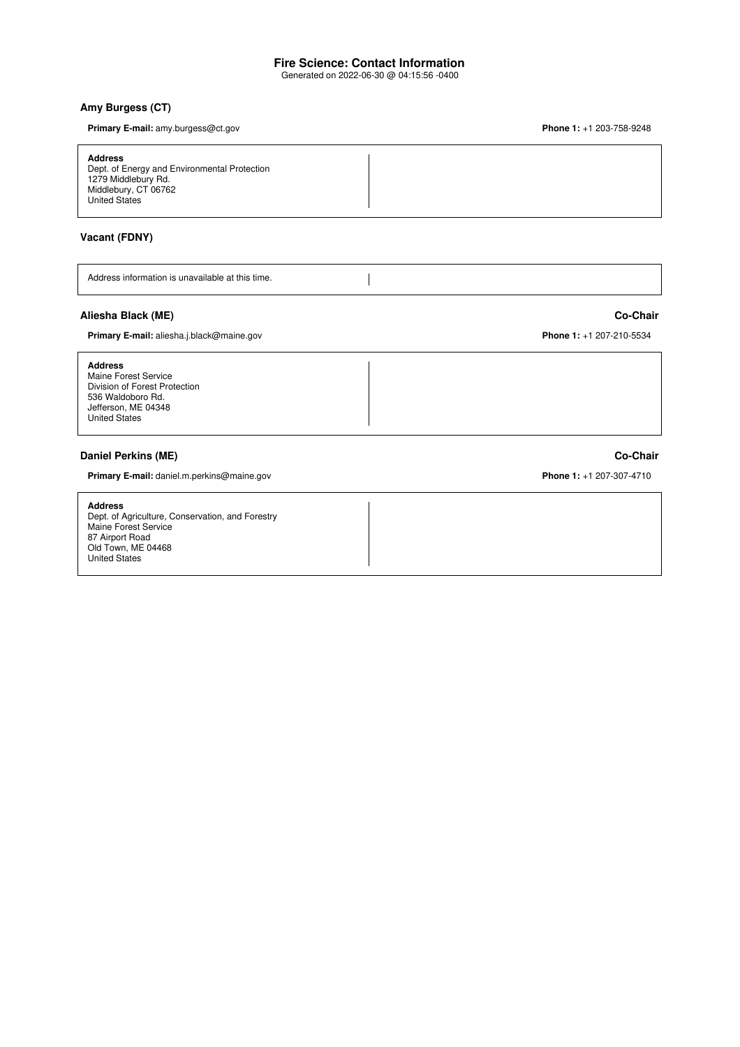# Fire Science: Contact Information

Generated on 2022-06-30 @ 04:15:56 -0400

### Amy Burgess (CT)

**Primary E-mail:** amy.burgess@ct.gov

**Phone 1:** +1 203-758-9248

**Address**
Dept. of Energy and Environmental Protection
1279 Middlebury Rd.
Middlebury, CT 06762
United States

### Vacant (FDNY)

Address information is unavailable at this time.

### Aliesha Black (ME)

**Co-Chair**

**Primary E-mail:** aliesha.j.black@maine.gov

**Phone 1:** +1 207-210-5534

**Address**
Maine Forest Service
Division of Forest Protection
536 Waldoboro Rd.
Jefferson, ME 04348
United States

### Daniel Perkins (ME)

**Co-Chair**

**Primary E-mail:** daniel.m.perkins@maine.gov

**Phone 1:** +1 207-307-4710

**Address**
Dept. of Agriculture, Conservation, and Forestry
Maine Forest Service
87 Airport Road
Old Town, ME 04468
United States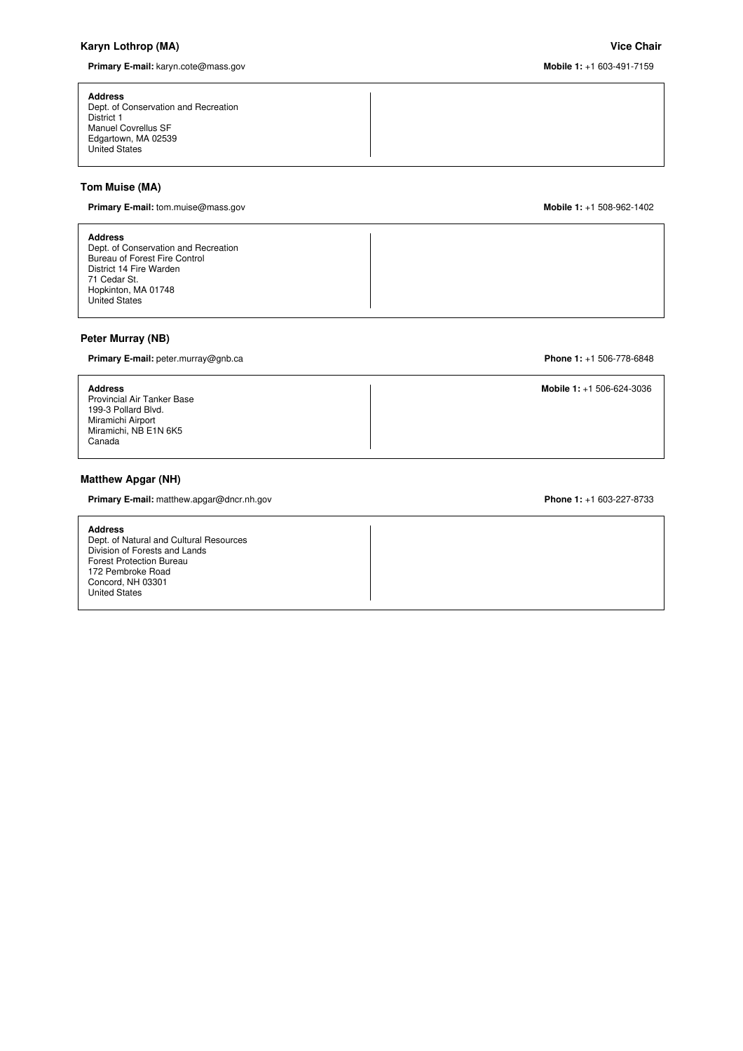### Karyn Lothrop (MA)

**Vice Chair**

**Primary E-mail:** karyn.cote@mass.gov

**Mobile 1:** +1 603-491-7159

**Address**
Dept. of Conservation and Recreation
District 1
Manuel Covrellus SF
Edgartown, MA 02539
United States

### Tom Muise (MA)

**Primary E-mail:** tom.muise@mass.gov

**Mobile 1:** +1 508-962-1402

**Address**
Dept. of Conservation and Recreation
Bureau of Forest Fire Control
District 14 Fire Warden
71 Cedar St.
Hopkinton, MA 01748
United States

### Peter Murray (NB)

**Primary E-mail:** peter.murray@gnb.ca

**Phone 1:** +1 506-778-6848

**Address**
Provincial Air Tanker Base
199-3 Pollard Blvd.
Miramichi Airport
Miramichi, NB E1N 6K5
Canada

**Mobile 1:** +1 506-624-3036

### Matthew Apgar (NH)

**Primary E-mail:** matthew.apgar@dncr.nh.gov

**Phone 1:** +1 603-227-8733

**Address**
Dept. of Natural and Cultural Resources
Division of Forests and Lands
Forest Protection Bureau
172 Pembroke Road
Concord, NH 03301
United States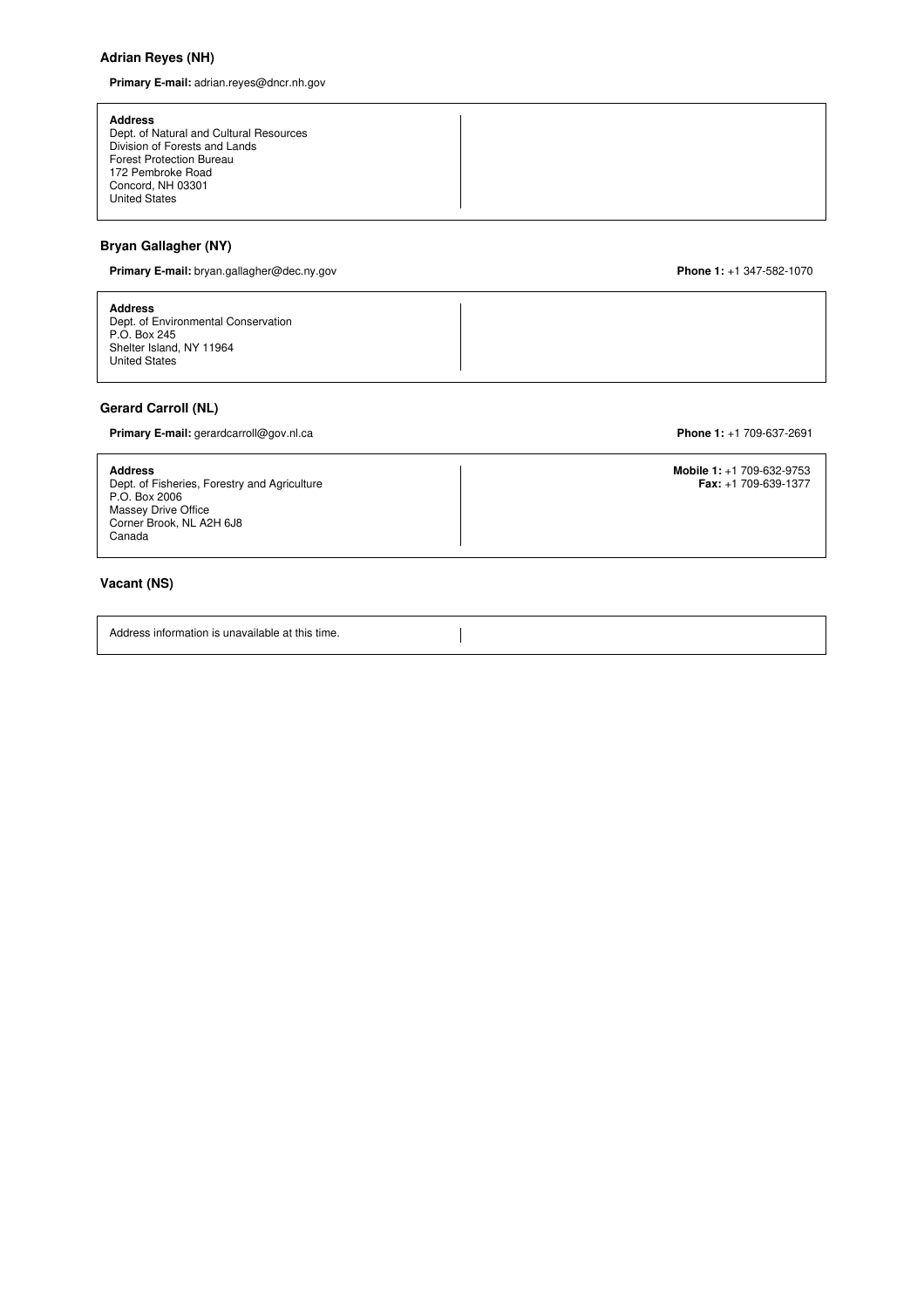### Adrian Reyes (NH)

**Primary E-mail:** adrian.reyes@dncr.nh.gov

**Address**
Dept. of Natural and Cultural Resources
Division of Forests and Lands
Forest Protection Bureau
172 Pembroke Road
Concord, NH 03301
United States

### Bryan Gallagher (NY)

**Primary E-mail:** bryan.gallagher@dec.ny.gov

**Phone 1:** +1 347-582-1070

**Address**
Dept. of Environmental Conservation
P.O. Box 245
Shelter Island, NY 11964
United States

### Gerard Carroll (NL)

**Primary E-mail:** gerardcarroll@gov.nl.ca

**Phone 1:** +1 709-637-2691

**Address**
Dept. of Fisheries, Forestry and Agriculture
P.O. Box 2006
Massey Drive Office
Corner Brook, NL A2H 6J8
Canada

**Mobile 1:** +1 709-632-9753
**Fax:** +1 709-639-1377

### Vacant (NS)

Address information is unavailable at this time.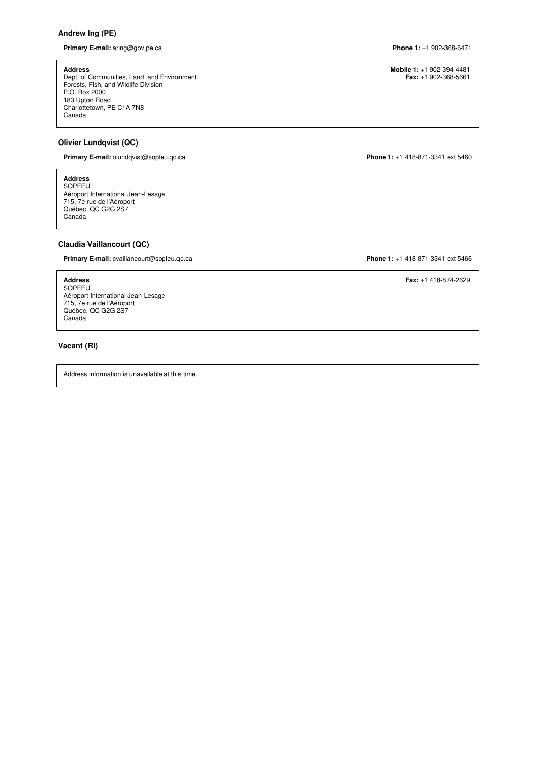### Andrew Ing (PE)

**Primary E-mail:** aring@gov.pe.ca

**Phone 1:** +1 902-368-6471

**Address**
Dept. of Communities, Land, and Environment
Forests, Fish, and Wildlife Division
P.O. Box 2000
183 Upton Road
Charlottetown, PE C1A 7N8
Canada

**Mobile 1:** +1 902-394-4481
**Fax:** +1 902-368-5661

### Olivier Lundqvist (QC)

**Primary E-mail:** olundqvist@sopfeu.qc.ca

**Phone 1:** +1 418-871-3341 ext 5460

**Address**
SOPFEU
Aéroport International Jean-Lesage
715, 7e rue de l'Aéroport
Québec, QC G2G 2S7
Canada

### Claudia Vaillancourt (QC)

**Primary E-mail:** cvaillancourt@sopfeu.qc.ca

**Phone 1:** +1 418-871-3341 ext 5466

**Address**
SOPFEU
Aéroport International Jean-Lesage
715, 7e rue de l'Aéroport
Québec, QC G2G 2S7
Canada

**Fax:** +1 418-874-2629

### Vacant (RI)

Address information is unavailable at this time.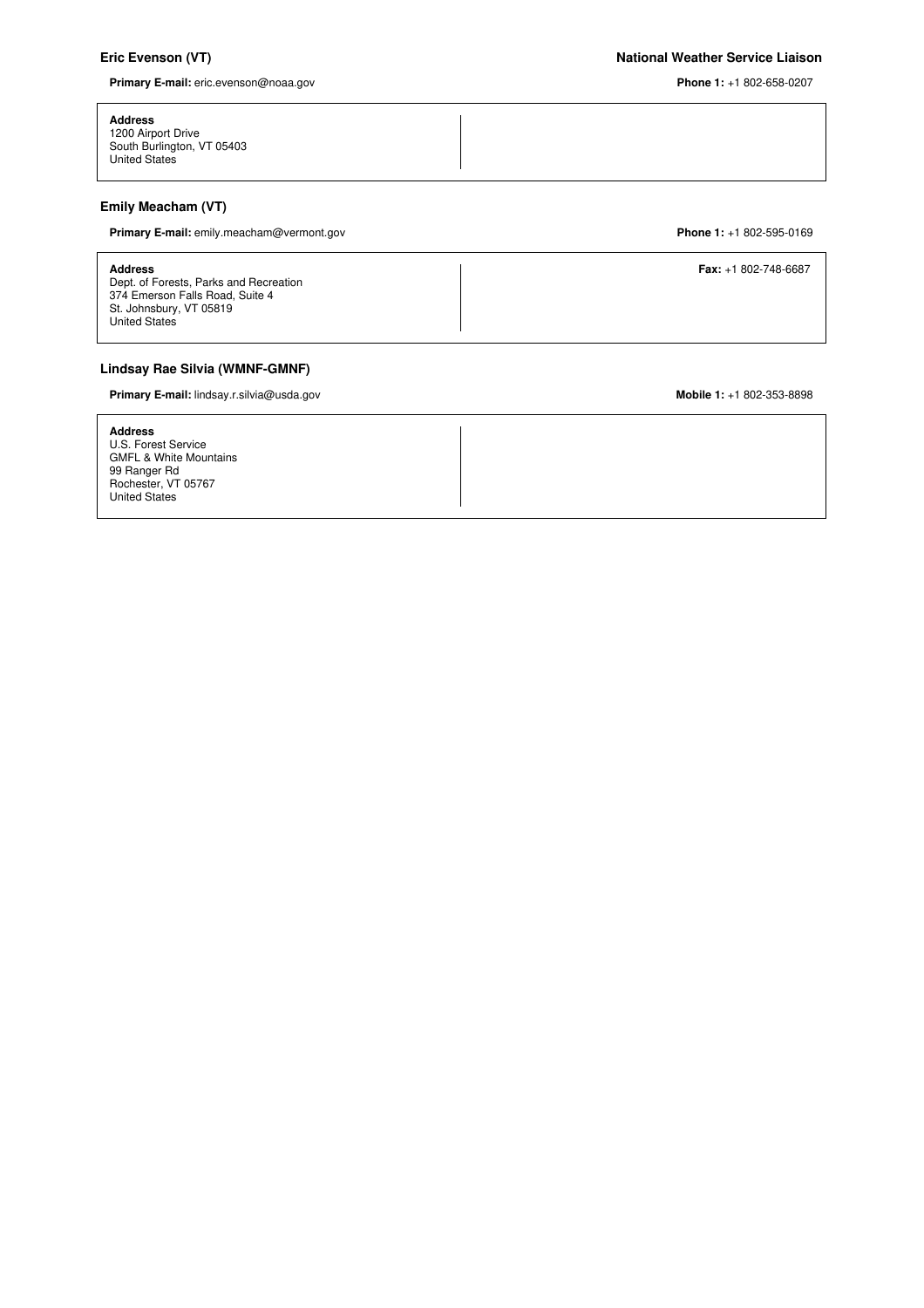### Eric Evenson (VT)

**National Weather Service Liaison**

**Primary E-mail:** eric.evenson@noaa.gov

**Phone 1:** +1 802-658-0207

**Address**
1200 Airport Drive
South Burlington, VT 05403
United States

### Emily Meacham (VT)

**Primary E-mail:** emily.meacham@vermont.gov

**Phone 1:** +1 802-595-0169

**Address**
Dept. of Forests, Parks and Recreation
374 Emerson Falls Road, Suite 4
St. Johnsbury, VT 05819
United States

**Fax:** +1 802-748-6687

### Lindsay Rae Silvia (WMNF-GMNF)

**Primary E-mail:** lindsay.r.silvia@usda.gov

**Mobile 1:** +1 802-353-8898

**Address**
U.S. Forest Service
GMFL & White Mountains
99 Ranger Rd
Rochester, VT 05767
United States